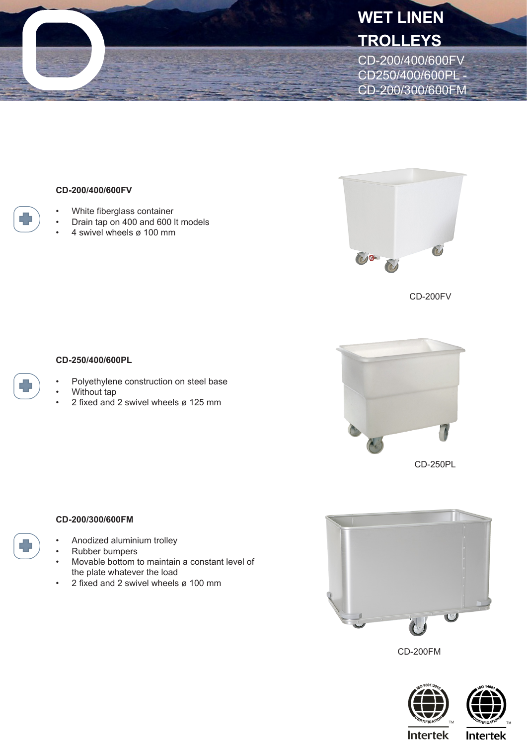# WET LINEN TROLLEYS

CD-200/400/600FV
CD250/400/600PL -
CD-200/300/600FM

### CD-200/400/600FV

- White fiberglass container
- Drain tap on 400 and 600 lt models
- 4 swivel wheels ø 100 mm

CD-200FV

### CD-250/400/600PL

- Polyethylene construction on steel base
- Without tap
- 2 fixed and 2 swivel wheels ø 125 mm

CD-250PL

### CD-200/300/600FM

- Anodized aluminium trolley
- Rubber bumpers
- Movable bottom to maintain a constant level of the plate whatever the load
- 2 fixed and 2 swivel wheels ø 100 mm

CD-200FM

ISO 9001:2015 CERTIFICATION Intertek

ISO 14001 CERTIFICATION Intertek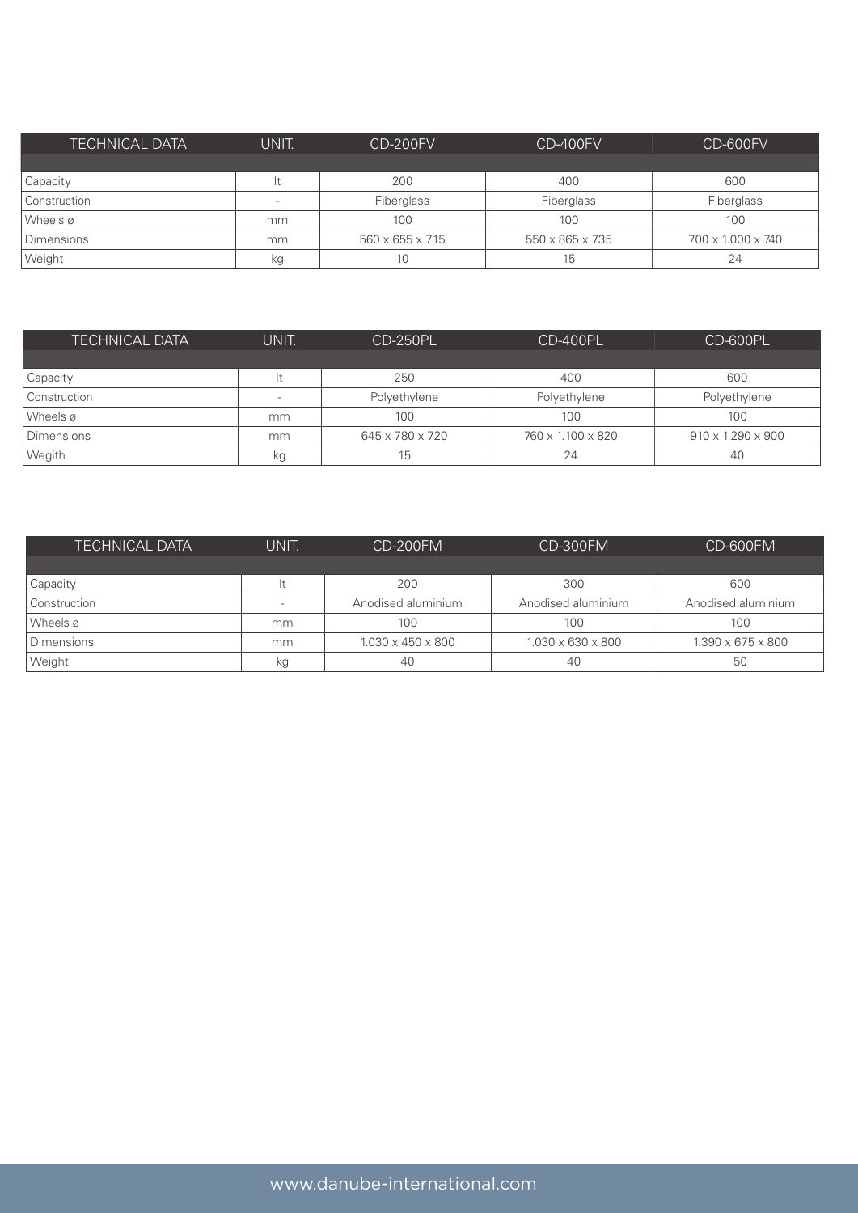| TECHNICAL DATA | UNIT. | CD-200FV | CD-400FV | CD-600FV |
| --- | --- | --- | --- | --- |
| Capacity | lt | 200 | 400 | 600 |
| Construction | - | Fiberglass | Fiberglass | Fiberglass |
| Wheels ø | mm | 100 | 100 | 100 |
| Dimensions | mm | 560 x 655 x 715 | 550 x 865 x 735 | 700 x 1.000 x 740 |
| Weight | kg | 10 | 15 | 24 |

| TECHNICAL DATA | UNIT. | CD-250PL | CD-400PL | CD-600PL |
| --- | --- | --- | --- | --- |
| Capacity | lt | 250 | 400 | 600 |
| Construction | - | Polyethylene | Polyethylene | Polyethylene |
| Wheels ø | mm | 100 | 100 | 100 |
| Dimensions | mm | 645 x 780 x 720 | 760 x 1.100 x 820 | 910 x 1.290 x 900 |
| Wegith | kg | 15 | 24 | 40 |

| TECHNICAL DATA | UNIT. | CD-200FM | CD-300FM | CD-600FM |
| --- | --- | --- | --- | --- |
| Capacity | lt | 200 | 300 | 600 |
| Construction | - | Anodised aluminium | Anodised aluminium | Anodised aluminium |
| Wheels ø | mm | 100 | 100 | 100 |
| Dimensions | mm | 1.030 x 450 x 800 | 1.030 x 630 x 800 | 1.390 x 675 x 800 |
| Weight | kg | 40 | 40 | 50 |

www.danube-international.com